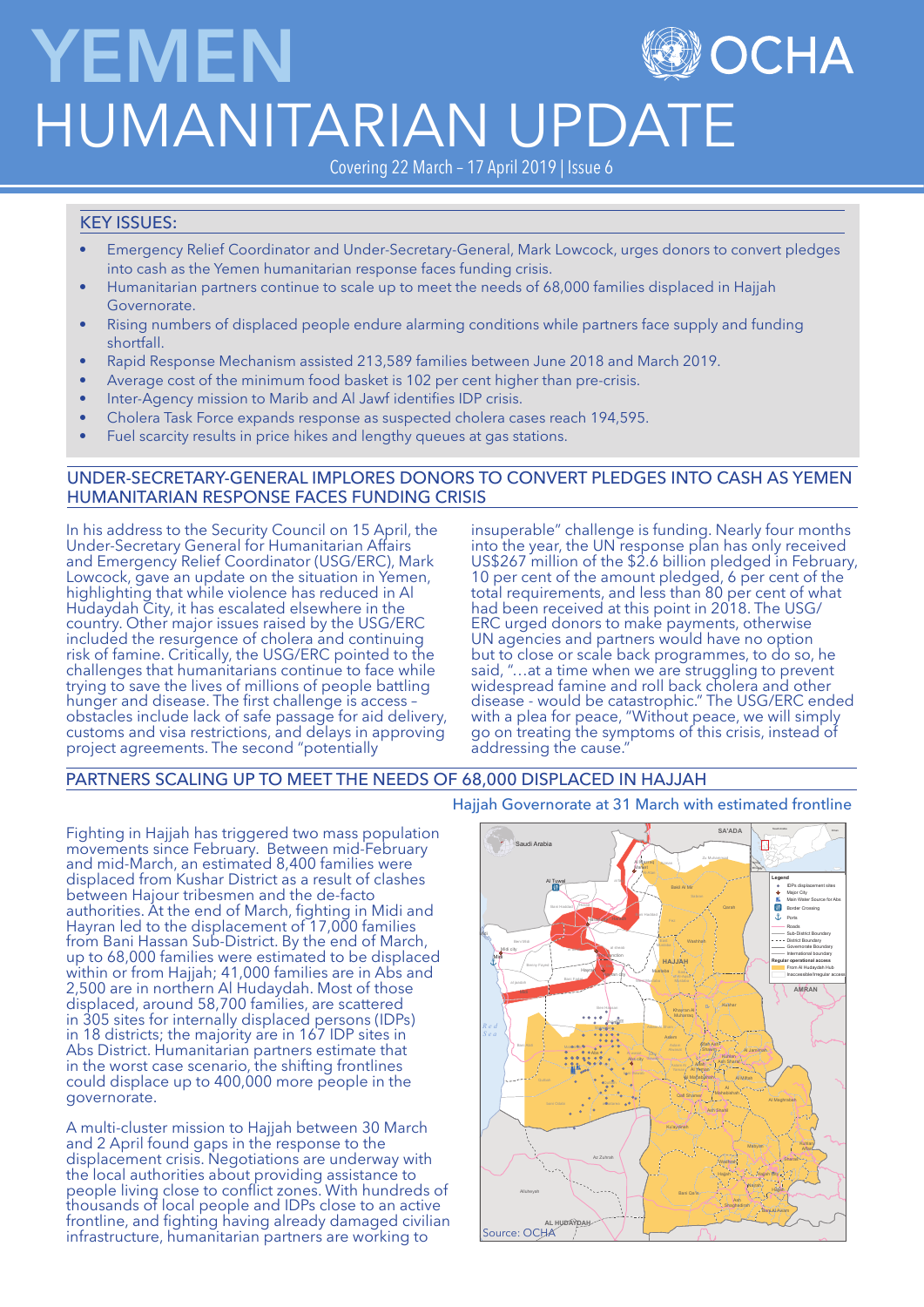# YEMEN HUMANITARIAN UPDATE

Covering 22 March – 17 April 2019 | Issue 6

## KEY ISSUES:

- Emergency Relief Coordinator and Under-Secretary-General, Mark Lowcock, urges donors to convert pledges into cash as the Yemen humanitarian response faces funding crisis.
- Humanitarian partners continue to scale up to meet the needs of 68,000 families displaced in Hajjah Governorate.
- Rising numbers of displaced people endure alarming conditions while partners face supply and funding shortfall.
- Rapid Response Mechanism assisted 213,589 families between June 2018 and March 2019.
- Average cost of the minimum food basket is 102 per cent higher than pre-crisis.
- Inter-Agency mission to Marib and Al Jawf identifies IDP crisis.
- Cholera Task Force expands response as suspected cholera cases reach 194,595.
- Fuel scarcity results in price hikes and lengthy queues at gas stations.

## UNDER-SECRETARY-GENERAL IMPLORES DONORS TO CONVERT PLEDGES INTO CASH AS YEMEN HUMANITARIAN RESPONSE FACES FUNDING CRISIS

In his address to the Security Council on 15 April, the Under-Secretary General for Humanitarian Affairs and Emergency Relief Coordinator (USG/ERC), Mark Lowcock, gave an update on the situation in Yemen, highlighting that while violence has reduced in Al Hudaydah City, it has escalated elsewhere in the country. Other major issues raised by the USG/ERC included the resurgence of cholera and continuing risk of famine. Critically, the USG/ERC pointed to the challenges that humanitarians continue to face while trying to save the lives of millions of people battling hunger and disease. The first challenge is access – obstacles include lack of safe passage for aid delivery, customs and visa restrictions, and delays in approving project agreements. The second "potentially insuperable" challenge is funding. Nearly four months into the year, the UN response plan has only received US$267 million of the $2.6 billion pledged in February, 10 per cent of the amount pledged, 6 per cent of the total requirements, and less than 80 per cent of what had been received at this point in 2018. The USG/ERC urged donors to make payments, otherwise UN agencies and partners would have no option but to close or scale back programmes, to do so, he said, "…at a time when we are struggling to prevent widespread famine and roll back cholera and other disease - would be catastrophic." The USG/ERC ended with a plea for peace, "Without peace, we will simply go on treating the symptoms of this crisis, instead of addressing the cause."

## PARTNERS SCALING UP TO MEET THE NEEDS OF 68,000 DISPLACED IN HAJJAH

Fighting in Hajjah has triggered two mass population movements since February. Between mid-February and mid-March, an estimated 8,400 families were displaced from Kushar District as a result of clashes between Hajour tribesmen and the de-facto authorities. At the end of March, fighting in Midi and Hayran led to the displacement of 17,000 families from Bani Hassan Sub-District. By the end of March, up to 68,000 families were estimated to be displaced within or from Hajjah; 41,000 families are in Abs and 2,500 are in northern Al Hudaydah. Most of those displaced, around 58,700 families, are scattered in 305 sites for internally displaced persons (IDPs) in 18 districts; the majority are in 167 IDP sites in Abs District. Humanitarian partners estimate that in the worst case scenario, the shifting frontlines could displace up to 400,000 more people in the governorate.

A multi-cluster mission to Hajjah between 30 March and 2 April found gaps in the response to the displacement crisis. Negotiations are underway with the local authorities about providing assistance to people living close to conflict zones. With hundreds of thousands of local people and IDPs close to an active frontline, and fighting having already damaged civilian infrastructure, humanitarian partners are working to

Hajjah Governorate at 31 March with estimated frontline

Source: OCHA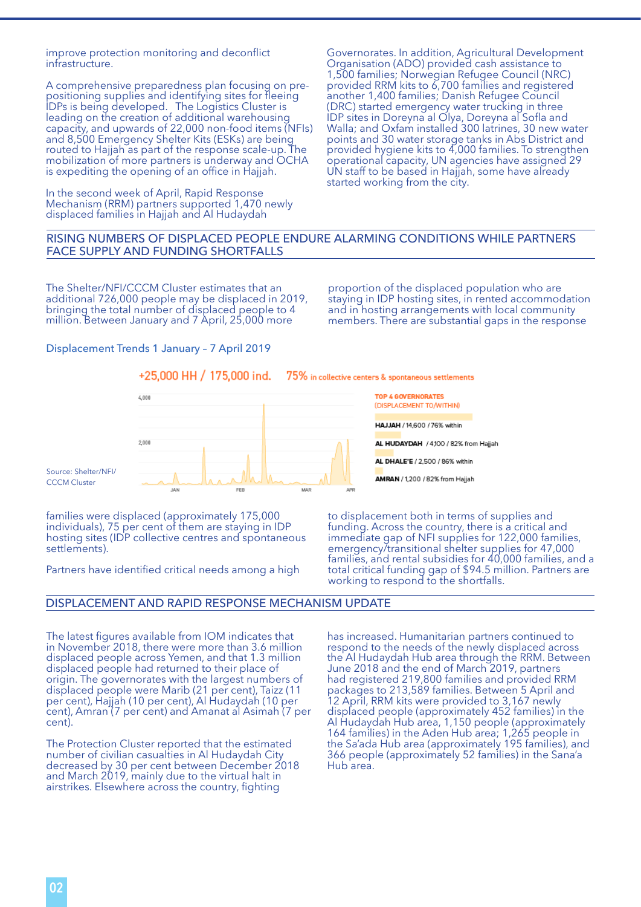improve protection monitoring and deconflict infrastructure.

A comprehensive preparedness plan focusing on pre-positioning supplies and identifying sites for fleeing IDPs is being developed. The Logistics Cluster is leading on the creation of additional warehousing capacity, and upwards of 22,000 non-food items (NFIs) and 8,500 Emergency Shelter Kits (ESKs) are being routed to Hajjah as part of the response scale-up. The mobilization of more partners is underway and OCHA is expediting the opening of an office in Hajjah.

In the second week of April, Rapid Response Mechanism (RRM) partners supported 1,470 newly displaced families in Hajjah and Al Hudaydah Governorates. In addition, Agricultural Development Organisation (ADO) provided cash assistance to 1,500 families; Norwegian Refugee Council (NRC) provided RRM kits to 6,700 families and registered another 1,400 families; Danish Refugee Council (DRC) started emergency water trucking in three IDP sites in Doreyna al Olya, Doreyna al Sofla and Walla; and Oxfam installed 300 latrines, 30 new water points and 30 water storage tanks in Abs District and provided hygiene kits to 4,000 families. To strengthen operational capacity, UN agencies have assigned 29 UN staff to be based in Hajjah, some have already started working from the city.

## RISING NUMBERS OF DISPLACED PEOPLE ENDURE ALARMING CONDITIONS WHILE PARTNERS FACE SUPPLY AND FUNDING SHORTFALLS

The Shelter/NFI/CCCM Cluster estimates that an additional 726,000 people may be displaced in 2019, bringing the total number of displaced people to 4 million. Between January and 7 April, 25,000 more families were displaced (approximately 175,000 individuals), 75 per cent of them are staying in IDP hosting sites (IDP collective centres and spontaneous settlements).

Partners have identified critical needs among a high proportion of the displaced population who are staying in IDP hosting sites, in rented accommodation and in hosting arrangements with local community members. There are substantial gaps in the response to displacement both in terms of supplies and funding. Across the country, there is a critical and immediate gap of NFI supplies for 122,000 families, emergency/transitional shelter supplies for 47,000 families, and rental subsidies for 40,000 families, and a total critical funding gap of $94.5 million. Partners are working to respond to the shortfalls.

### Displacement Trends 1 January – 7 April 2019

+25,000 HH / 175,000 ind. 75% in collective centers & spontaneous settlements

TOP 4 GOVERNORATES (DISPLACEMENT TO/WITHIN)

- HAJJAH / 14,600 / 76% within
- AL HUDAYDAH / 4,100 / 82% from Hajjah
- AL DHALE'E / 2,500 / 86% within
- AMRAN / 1,200 / 82% from Hajjah

Source: Shelter/NFI/CCCM Cluster

## DISPLACEMENT AND RAPID RESPONSE MECHANISM UPDATE

The latest figures available from IOM indicates that in November 2018, there were more than 3.6 million displaced people across Yemen, and that 1.3 million displaced people had returned to their place of origin. The governorates with the largest numbers of displaced people were Marib (21 per cent), Taizz (11 per cent), Hajjah (10 per cent), Al Hudaydah (10 per cent), Amran (7 per cent) and Amanat al Asimah (7 per cent).

The Protection Cluster reported that the estimated number of civilian casualties in Al Hudaydah City decreased by 30 per cent between December 2018 and March 2019, mainly due to the virtual halt in airstrikes. Elsewhere across the country, fighting has increased. Humanitarian partners continued to respond to the needs of the newly displaced across the Al Hudaydah Hub area through the RRM. Between June 2018 and the end of March 2019, partners had registered 219,800 families and provided RRM packages to 213,589 families. Between 5 April and 12 April, RRM kits were provided to 3,167 newly displaced people (approximately 452 families) in the Al Hudaydah Hub area, 1,150 people (approximately 164 families) in the Aden Hub area; 1,265 people in the Sa'ada Hub area (approximately 195 families), and 366 people (approximately 52 families) in the Sana'a Hub area.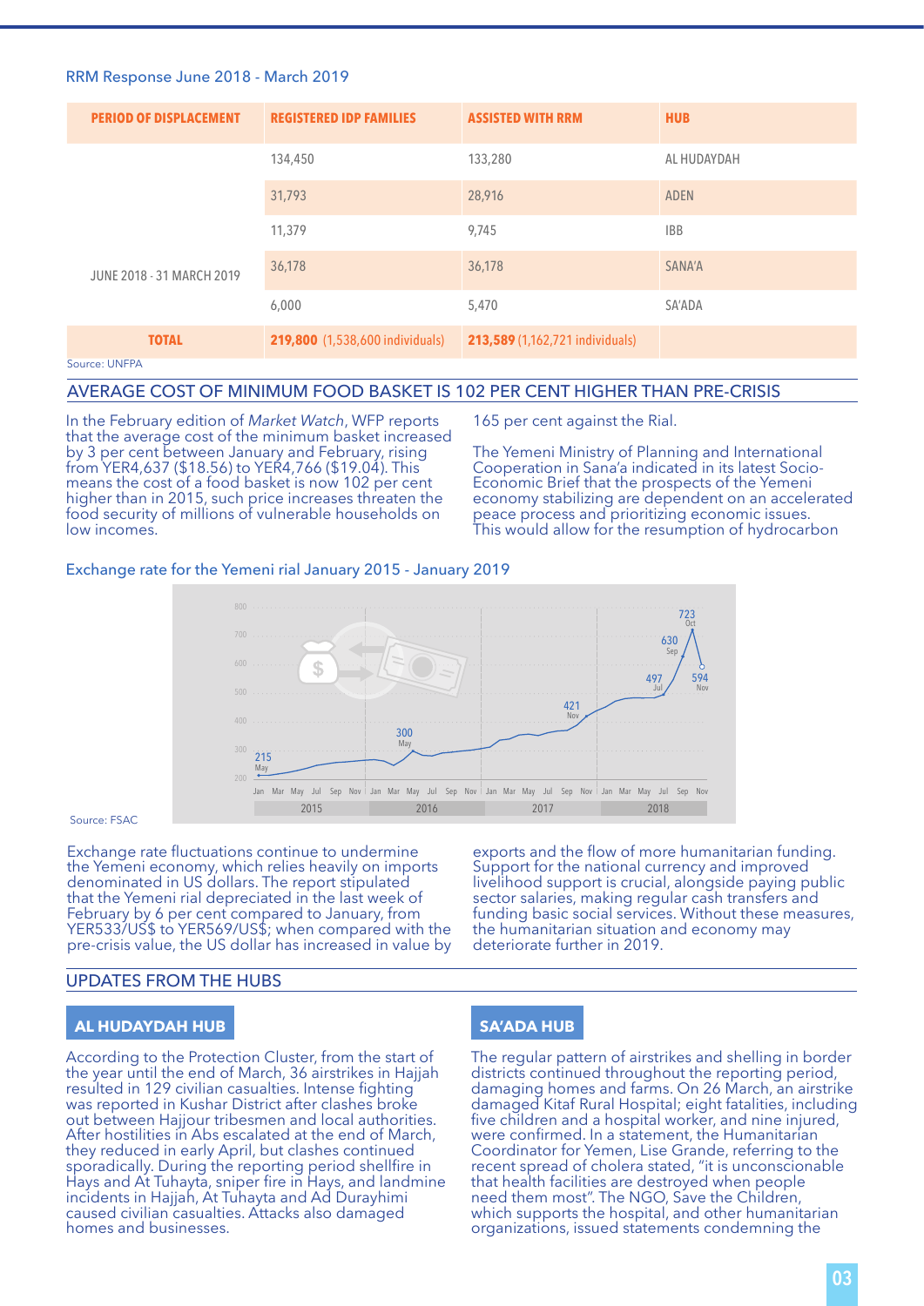RRM Response June 2018 - March 2019

| PERIOD OF DISPLACEMENT | REGISTERED IDP FAMILIES | ASSISTED WITH RRM | HUB |
|---|---|---|---|
| JUNE 2018 - 31 MARCH 2019 | 134,450 | 133,280 | AL HUDAYDAH |
| | 31,793 | 28,916 | ADEN |
| | 11,379 | 9,745 | IBB |
| | 36,178 | 36,178 | SANA'A |
| | 6,000 | 5,470 | SA'ADA |
| **TOTAL** | **219,800** (1,538,600 individuals) | **213,589** (1,162,721 individuals) | |

Source: UNFPA

## AVERAGE COST OF MINIMUM FOOD BASKET IS 102 PER CENT HIGHER THAN PRE-CRISIS

In the February edition of *Market Watch*, WFP reports that the average cost of the minimum basket increased by 3 per cent between January and February, rising from YER4,637 ($18.56) to YER4,766 ($19.04). This means the cost of a food basket is now 102 per cent higher than in 2015, such price increases threaten the food security of millions of vulnerable households on low incomes.

Exchange rate for the Yemeni rial January 2015 - January 2019

Source: FSAC

Exchange rate fluctuations continue to undermine the Yemeni economy, which relies heavily on imports denominated in US dollars. The report stipulated that the Yemeni rial depreciated in the last week of February by 6 per cent compared to January, from YER533/US$ to YER569/US$; when compared with the pre-crisis value, the US dollar has increased in value by 165 per cent against the Rial.

The Yemeni Ministry of Planning and International Cooperation in Sana'a indicated in its latest Socio-Economic Brief that the prospects of the Yemeni economy stabilizing are dependent on an accelerated peace process and prioritizing economic issues. This would allow for the resumption of hydrocarbon exports and the flow of more humanitarian funding. Support for the national currency and improved livelihood support is crucial, alongside paying public sector salaries, making regular cash transfers and funding basic social services. Without these measures, the humanitarian situation and economy may deteriorate further in 2019.

## UPDATES FROM THE HUBS

### AL HUDAYDAH HUB

According to the Protection Cluster, from the start of the year until the end of March, 36 airstrikes in Hajjah resulted in 129 civilian casualties. Intense fighting was reported in Kushar District after clashes broke out between Hajjour tribesmen and local authorities. After hostilities in Abs escalated at the end of March, they reduced in early April, but clashes continued sporadically. During the reporting period shellfire in Hays and At Tuhayta, sniper fire in Hays, and landmine incidents in Hajjah, At Tuhayta and Ad Durayhimi caused civilian casualties. Attacks also damaged homes and businesses.

### SA'ADA HUB

The regular pattern of airstrikes and shelling in border districts continued throughout the reporting period, damaging homes and farms. On 26 March, an airstrike damaged Kitaf Rural Hospital; eight fatalities, including five children and a hospital worker, and nine injured, were confirmed. In a statement, the Humanitarian Coordinator for Yemen, Lise Grande, referring to the recent spread of cholera stated, "it is unconscionable that health facilities are destroyed when people need them most". The NGO, Save the Children, which supports the hospital, and other humanitarian organizations, issued statements condemning the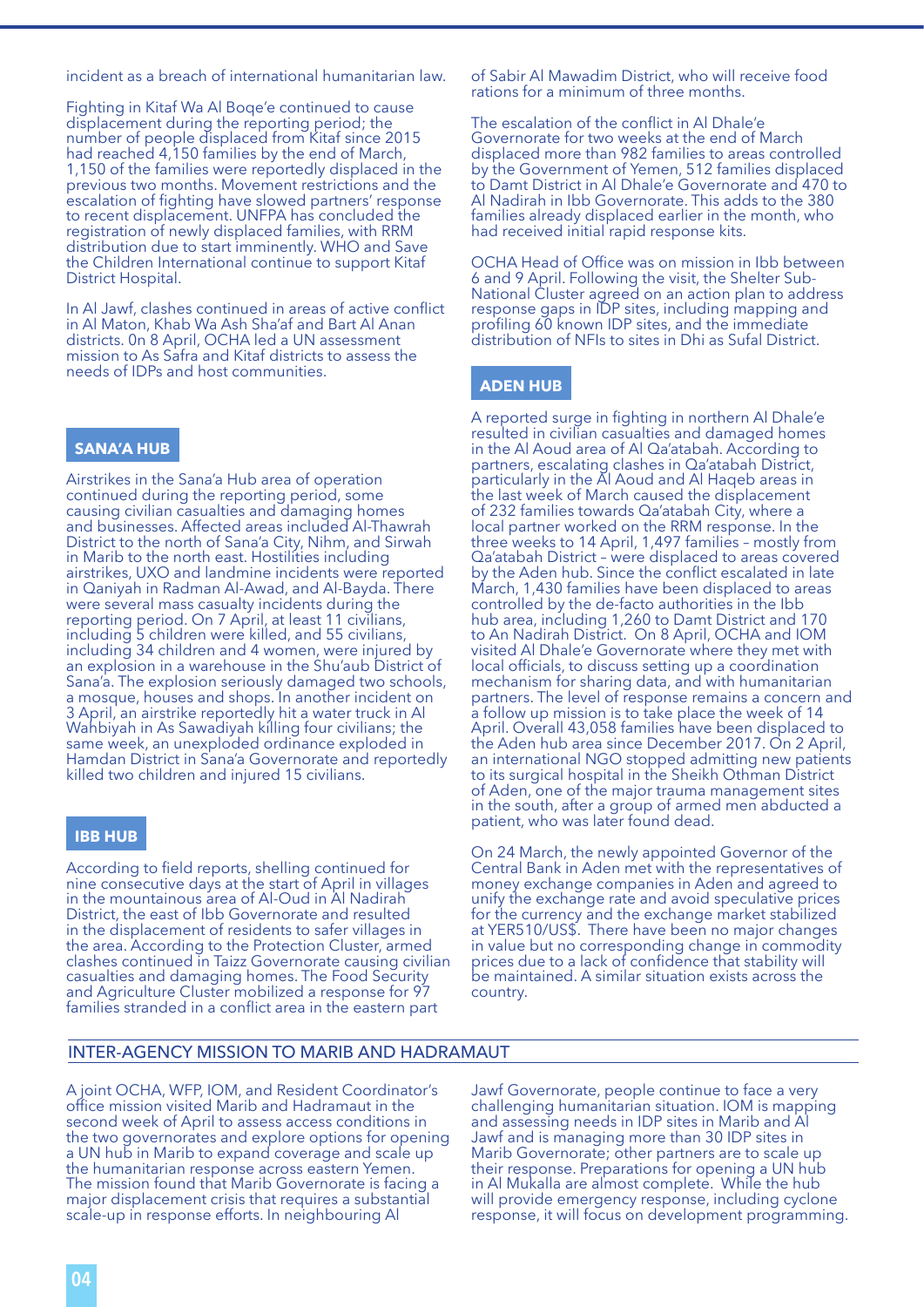incident as a breach of international humanitarian law.

Fighting in Kitaf Wa Al Boqe'e continued to cause displacement during the reporting period; the number of people displaced from Kitaf since 2015 had reached 4,150 families by the end of March, 1,150 of the families were reportedly displaced in the previous two months. Movement restrictions and the escalation of fighting have slowed partners' response to recent displacement. UNFPA has concluded the registration of newly displaced families, with RRM distribution due to start imminently. WHO and Save the Children International continue to support Kitaf District Hospital.

In Al Jawf, clashes continued in areas of active conflict in Al Maton, Khab Wa Ash Sha'af and Bart Al Anan districts. 0n 8 April, OCHA led a UN assessment mission to As Safra and Kitaf districts to assess the needs of IDPs and host communities.

## SANA'A HUB

Airstrikes in the Sana'a Hub area of operation continued during the reporting period, some causing civilian casualties and damaging homes and businesses. Affected areas included Al-Thawrah District to the north of Sana'a City, Nihm, and Sirwah in Marib to the north east. Hostilities including airstrikes, UXO and landmine incidents were reported in Qaniyah in Radman Al-Awad, and Al-Bayda. There were several mass casualty incidents during the reporting period. On 7 April, at least 11 civilians, including 5 children were killed, and 55 civilians, including 34 children and 4 women, were injured by an explosion in a warehouse in the Shu'aub District of Sana'a. The explosion seriously damaged two schools, a mosque, houses and shops. In another incident on 3 April, an airstrike reportedly hit a water truck in Al Wahbiyah in As Sawadiyah killing four civilians; the same week, an unexploded ordinance exploded in Hamdan District in Sana'a Governorate and reportedly killed two children and injured 15 civilians.

## IBB HUB

According to field reports, shelling continued for nine consecutive days at the start of April in villages in the mountainous area of Al-Oud in Al Nadirah District, the east of Ibb Governorate and resulted in the displacement of residents to safer villages in the area. According to the Protection Cluster, armed clashes continued in Taizz Governorate causing civilian casualties and damaging homes. The Food Security and Agriculture Cluster mobilized a response for 97 families stranded in a conflict area in the eastern part of Sabir Al Mawadim District, who will receive food rations for a minimum of three months.

The escalation of the conflict in Al Dhale'e Governorate for two weeks at the end of March displaced more than 982 families to areas controlled by the Government of Yemen, 512 families displaced to Damt District in Al Dhale'e Governorate and 470 to Al Nadirah in Ibb Governorate. This adds to the 380 families already displaced earlier in the month, who had received initial rapid response kits.

OCHA Head of Office was on mission in Ibb between 6 and 9 April. Following the visit, the Shelter Sub-National Cluster agreed on an action plan to address response gaps in IDP sites, including mapping and profiling 60 known IDP sites, and the immediate distribution of NFIs to sites in Dhi as Sufal District.

## ADEN HUB

A reported surge in fighting in northern Al Dhale'e resulted in civilian casualties and damaged homes in the Al Aoud area of Al Qa'atabah. According to partners, escalating clashes in Qa'atabah District, particularly in the Al Aoud and Al Haqeb areas in the last week of March caused the displacement of 232 families towards Qa'atabah City, where a local partner worked on the RRM response. In the three weeks to 14 April, 1,497 families – mostly from Qa'atabah District – were displaced to areas covered by the Aden hub. Since the conflict escalated in late March, 1,430 families have been displaced to areas controlled by the de-facto authorities in the Ibb hub area, including 1,260 to Damt District and 170 to An Nadirah District. On 8 April, OCHA and IOM visited Al Dhale'e Governorate where they met with local officials, to discuss setting up a coordination mechanism for sharing data, and with humanitarian partners. The level of response remains a concern and a follow up mission is to take place the week of 14 April. Overall 43,058 families have been displaced to the Aden hub area since December 2017. On 2 April, an international NGO stopped admitting new patients to its surgical hospital in the Sheikh Othman District of Aden, one of the major trauma management sites in the south, after a group of armed men abducted a patient, who was later found dead.

On 24 March, the newly appointed Governor of the Central Bank in Aden met with the representatives of money exchange companies in Aden and agreed to unify the exchange rate and avoid speculative prices for the currency and the exchange market stabilized at YER510/US$. There have been no major changes in value but no corresponding change in commodity prices due to a lack of confidence that stability will be maintained. A similar situation exists across the country.

## INTER-AGENCY MISSION TO MARIB AND HADRAMAUT

A joint OCHA, WFP, IOM, and Resident Coordinator's office mission visited Marib and Hadramaut in the second week of April to assess access conditions in the two governorates and explore options for opening a UN hub in Marib to expand coverage and scale up the humanitarian response across eastern Yemen. The mission found that Marib Governorate is facing a major displacement crisis that requires a substantial scale-up in response efforts. In neighbouring Al Jawf Governorate, people continue to face a very challenging humanitarian situation. IOM is mapping and assessing needs in IDP sites in Marib and Al Jawf and is managing more than 30 IDP sites in Marib Governorate; other partners are to scale up their response. Preparations for opening a UN hub in Al Mukalla are almost complete. While the hub will provide emergency response, including cyclone response, it will focus on development programming.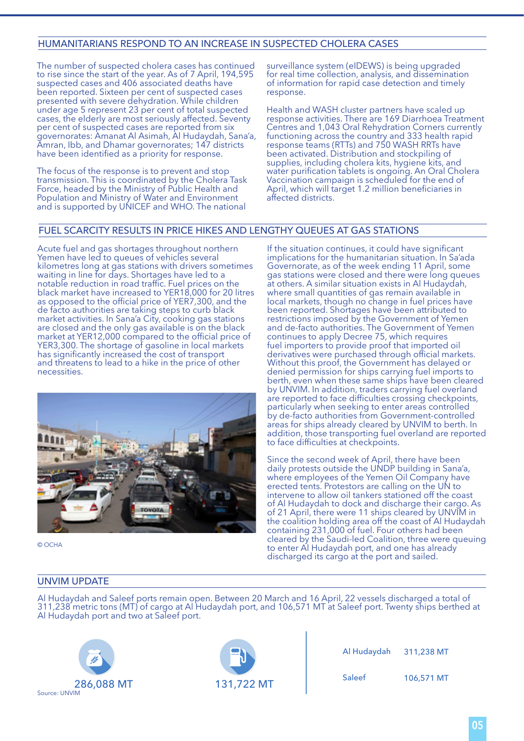## HUMANITARIANS RESPOND TO AN INCREASE IN SUSPECTED CHOLERA CASES

The number of suspected cholera cases has continued to rise since the start of the year. As of 7 April, 194,595 suspected cases and 406 associated deaths have been reported. Sixteen per cent of suspected cases presented with severe dehydration. While children under age 5 represent 23 per cent of total suspected cases, the elderly are most seriously affected. Seventy per cent of suspected cases are reported from six governorates: Amanat Al Asimah, Al Hudaydah, Sana'a, Amran, Ibb, and Dhamar governorates; 147 districts have been identified as a priority for response.

The focus of the response is to prevent and stop transmission. This is coordinated by the Cholera Task Force, headed by the Ministry of Public Health and Population and Ministry of Water and Environment and is supported by UNICEF and WHO. The national surveillance system (eIDEWS) is being upgraded for real time collection, analysis, and dissemination of information for rapid case detection and timely response.

Health and WASH cluster partners have scaled up response activities. There are 169 Diarrhoea Treatment Centres and 1,043 Oral Rehydration Corners currently functioning across the country and 333 health rapid response teams (RTTs) and 750 WASH RRTs have been activated. Distribution and stockpiling of supplies, including cholera kits, hygiene kits, and water purification tablets is ongoing. An Oral Cholera Vaccination campaign is scheduled for the end of April, which will target 1.2 million beneficiaries in affected districts.

## FUEL SCARCITY RESULTS IN PRICE HIKES AND LENGTHY QUEUES AT GAS STATIONS

Acute fuel and gas shortages throughout northern Yemen have led to queues of vehicles several kilometres long at gas stations with drivers sometimes waiting in line for days. Shortages have led to a notable reduction in road traffic. Fuel prices on the black market have increased to YER18,000 for 20 litres as opposed to the official price of YER7,300, and the de facto authorities are taking steps to curb black market activities. In Sana'a City, cooking gas stations are closed and the only gas available is on the black market at YER12,000 compared to the official price of YER3,300. The shortage of gasoline in local markets has significantly increased the cost of transport and threatens to lead to a hike in the price of other necessities.

© OCHA

If the situation continues, it could have significant implications for the humanitarian situation. In Sa'ada Governorate, as of the week ending 11 April, some gas stations were closed and there were long queues at others. A similar situation exists in Al Hudaydah, where small quantities of gas remain available in local markets, though no change in fuel prices have been reported. Shortages have been attributed to restrictions imposed by the Government of Yemen and de-facto authorities. The Government of Yemen continues to apply Decree 75, which requires fuel importers to provide proof that imported oil derivatives were purchased through official markets. Without this proof, the Government has delayed or denied permission for ships carrying fuel imports to berth, even when these same ships have been cleared by UNVIM. In addition, traders carrying fuel overland are reported to face difficulties crossing checkpoints, particularly when seeking to enter areas controlled by de-facto authorities from Government-controlled areas for ships already cleared by UNVIM to berth. In addition, those transporting fuel overland are reported to face difficulties at checkpoints.

Since the second week of April, there have been daily protests outside the UNDP building in Sana'a, where employees of the Yemen Oil Company have erected tents. Protestors are calling on the UN to intervene to allow oil tankers stationed off the coast of Al Hudaydah to dock and discharge their cargo. As of 21 April, there were 11 ships cleared by UNVIM in the coalition holding area off the coast of Al Hudaydah containing 231,000 of fuel. Four others had been cleared by the Saudi-led Coalition, three were queuing to enter Al Hudaydah port, and one has already discharged its cargo at the port and sailed.

## UNVIM UPDATE

Al Hudaydah and Saleef ports remain open. Between 20 March and 16 April, 22 vessels discharged a total of 311,238 metric tons (MT) of cargo at Al Hudaydah port, and 106,571 MT at Saleef port. Twenty ships berthed at Al Hudaydah port and two at Saleef port.

286,088 MT

131,722 MT

| Port | Cargo |
|---|---|
| Al Hudaydah | 311,238 MT |
| Saleef | 106,571 MT |

Source: UNVIM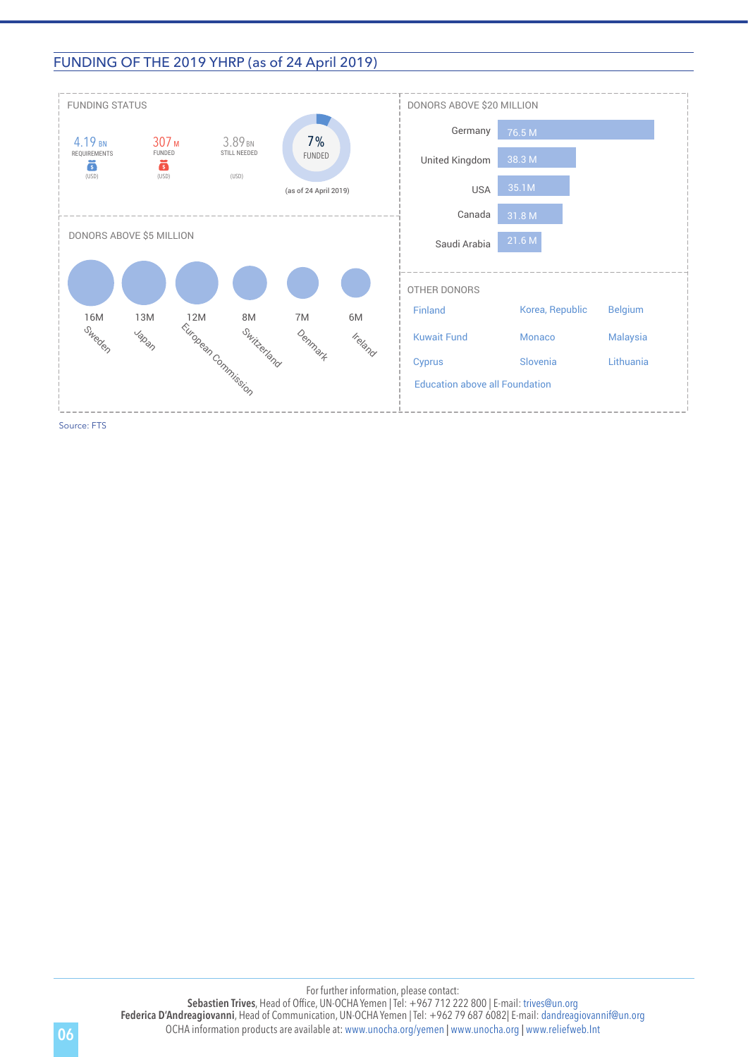## FUNDING OF THE 2019 YHRP (as of 24 April 2019)

FUNDING STATUS

4.19 BN
REQUIREMENTS
(USD)

307 M
FUNDED
(USD)

3.89 BN
STILL NEEDED
(USD)

7%
FUNDED
(as of 24 April 2019)

DONORS ABOVE $20 MILLION

Germany 76.5 M
United Kingdom 38.3 M
USA 35.1M
Canada 31.8 M
Saudi Arabia 21.6 M

DONORS ABOVE $5 MILLION

16M Sweden
13M Japan
12M European Commission
8M Switzerland
7M Denmark
6M Ireland

OTHER DONORS

Finland
Korea, Republic
Belgium
Kuwait Fund
Monaco
Malaysia
Cyprus
Slovenia
Lithuania
Education above all Foundation

Source: FTS

For further information, please contact:
**Sebastien Trives**, Head of Office, UN-OCHA Yemen | Tel: +967 712 222 800 | E-mail: trives@un.org
**Federica D'Andreagiovanni**, Head of Communication, UN-OCHA Yemen | Tel: +962 79 687 6082| E-mail: dandreagiovannif@un.org
OCHA information products are available at: www.unocha.org/yemen | www.unocha.org | www.reliefweb.Int